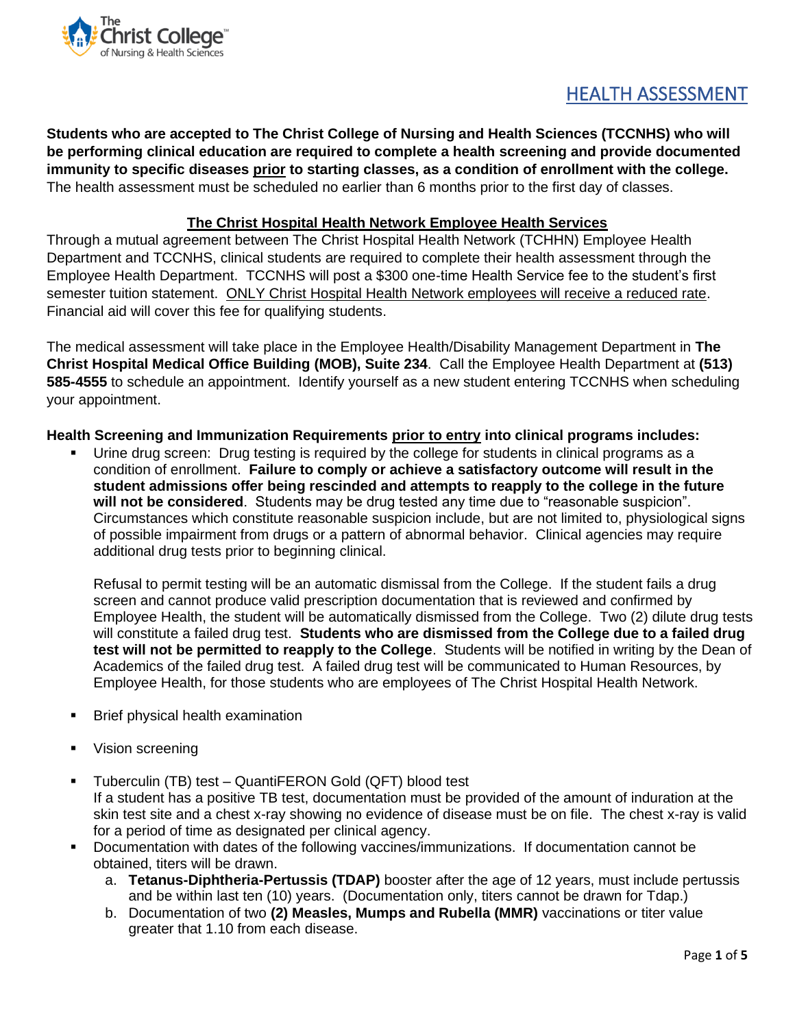# HEALTH ASSESSMENT

**Students who are accepted to The Christ College of Nursing and Health Sciences (TCCNHS) who will be performing clinical education are required to complete a health screening and provide documented immunity to specific diseases prior to starting classes, as a condition of enrollment with the college.** The health assessment must be scheduled no earlier than 6 months prior to the first day of classes.

## The Christ Hospital Health Network Employee Health Services

Through a mutual agreement between The Christ Hospital Health Network (TCHHN) Employee Health Department and TCCNHS, clinical students are required to complete their health assessment through the Employee Health Department. TCCNHS will post a $300 one-time Health Service fee to the student's first semester tuition statement. ONLY Christ Hospital Health Network employees will receive a reduced rate. Financial aid will cover this fee for qualifying students.

The medical assessment will take place in the Employee Health/Disability Management Department in **The Christ Hospital Medical Office Building (MOB), Suite 234**. Call the Employee Health Department at **(513) 585-4555** to schedule an appointment. Identify yourself as a new student entering TCCNHS when scheduling your appointment.

**Health Screening and Immunization Requirements prior to entry into clinical programs includes:**

- Urine drug screen: Drug testing is required by the college for students in clinical programs as a condition of enrollment. **Failure to comply or achieve a satisfactory outcome will result in the student admissions offer being rescinded and attempts to reapply to the college in the future will not be considered**. Students may be drug tested any time due to "reasonable suspicion". Circumstances which constitute reasonable suspicion include, but are not limited to, physiological signs of possible impairment from drugs or a pattern of abnormal behavior. Clinical agencies may require additional drug tests prior to beginning clinical.

  Refusal to permit testing will be an automatic dismissal from the College. If the student fails a drug screen and cannot produce valid prescription documentation that is reviewed and confirmed by Employee Health, the student will be automatically dismissed from the College. Two (2) dilute drug tests will constitute a failed drug test. **Students who are dismissed from the College due to a failed drug test will not be permitted to reapply to the College**. Students will be notified in writing by the Dean of Academics of the failed drug test. A failed drug test will be communicated to Human Resources, by Employee Health, for those students who are employees of The Christ Hospital Health Network.

- Brief physical health examination

- Vision screening

- Tuberculin (TB) test – QuantiFERON Gold (QFT) blood test
  If a student has a positive TB test, documentation must be provided of the amount of induration at the skin test site and a chest x-ray showing no evidence of disease must be on file. The chest x-ray is valid for a period of time as designated per clinical agency.
- Documentation with dates of the following vaccines/immunizations. If documentation cannot be obtained, titers will be drawn.
  a. **Tetanus-Diphtheria-Pertussis (TDAP)** booster after the age of 12 years, must include pertussis and be within last ten (10) years. (Documentation only, titers cannot be drawn for Tdap.)
  b. Documentation of two **(2) Measles, Mumps and Rubella (MMR)** vaccinations or titer value greater that 1.10 from each disease.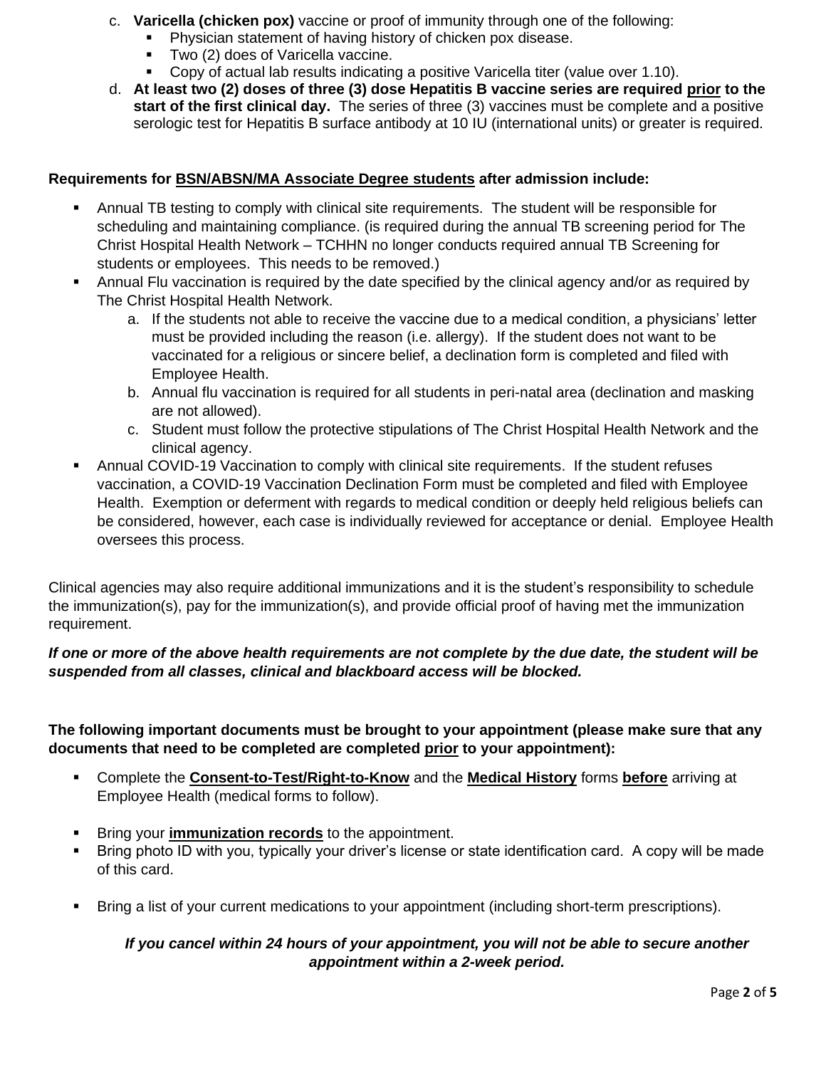c. **Varicella (chicken pox)** vaccine or proof of immunity through one of the following:
   - Physician statement of having history of chicken pox disease.
   - Two (2) does of Varicella vaccine.
   - Copy of actual lab results indicating a positive Varicella titer (value over 1.10).

d. **At least two (2) doses of three (3) dose Hepatitis B vaccine series are required <u>prior</u> to the start of the first clinical day.** The series of three (3) vaccines must be complete and a positive serologic test for Hepatitis B surface antibody at 10 IU (international units) or greater is required.

**Requirements for <u>BSN/ABSN/MA Associate Degree students</u> after admission include:**

- Annual TB testing to comply with clinical site requirements. The student will be responsible for scheduling and maintaining compliance. (is required during the annual TB screening period for The Christ Hospital Health Network – TCHHN no longer conducts required annual TB Screening for students or employees. This needs to be removed.)
- Annual Flu vaccination is required by the date specified by the clinical agency and/or as required by The Christ Hospital Health Network.
  a. If the students not able to receive the vaccine due to a medical condition, a physicians' letter must be provided including the reason (i.e. allergy). If the student does not want to be vaccinated for a religious or sincere belief, a declination form is completed and filed with Employee Health.
  b. Annual flu vaccination is required for all students in peri-natal area (declination and masking are not allowed).
  c. Student must follow the protective stipulations of The Christ Hospital Health Network and the clinical agency.
- Annual COVID-19 Vaccination to comply with clinical site requirements. If the student refuses vaccination, a COVID-19 Vaccination Declination Form must be completed and filed with Employee Health. Exemption or deferment with regards to medical condition or deeply held religious beliefs can be considered, however, each case is individually reviewed for acceptance or denial. Employee Health oversees this process.

Clinical agencies may also require additional immunizations and it is the student's responsibility to schedule the immunization(s), pay for the immunization(s), and provide official proof of having met the immunization requirement.

***If one or more of the above health requirements are not complete by the due date, the student will be suspended from all classes, clinical and blackboard access will be blocked.***

**The following important documents must be brought to your appointment (please make sure that any documents that need to be completed are completed <u>prior</u> to your appointment):**

- Complete the **<u>Consent-to-Test/Right-to-Know</u>** and the **<u>Medical History</u>** forms **<u>before</u>** arriving at Employee Health (medical forms to follow).
- Bring your **<u>immunization records</u>** to the appointment.
- Bring photo ID with you, typically your driver's license or state identification card. A copy will be made of this card.
- Bring a list of your current medications to your appointment (including short-term prescriptions).

***If you cancel within 24 hours of your appointment, you will not be able to secure another appointment within a 2-week period.***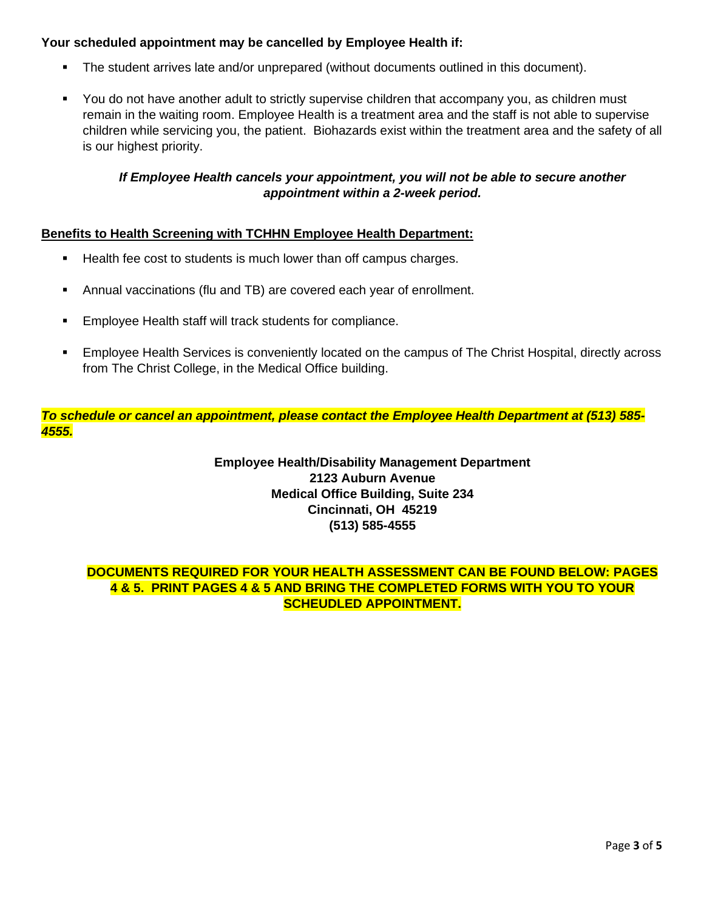**Your scheduled appointment may be cancelled by Employee Health if:**

- The student arrives late and/or unprepared (without documents outlined in this document).
- You do not have another adult to strictly supervise children that accompany you, as children must remain in the waiting room. Employee Health is a treatment area and the staff is not able to supervise children while servicing you, the patient. Biohazards exist within the treatment area and the safety of all is our highest priority.

***If Employee Health cancels your appointment, you will not be able to secure another appointment within a 2-week period.***

**Benefits to Health Screening with TCHHN Employee Health Department:**

- Health fee cost to students is much lower than off campus charges.
- Annual vaccinations (flu and TB) are covered each year of enrollment.
- Employee Health staff will track students for compliance.
- Employee Health Services is conveniently located on the campus of The Christ Hospital, directly across from The Christ College, in the Medical Office building.

***To schedule or cancel an appointment, please contact the Employee Health Department at (513) 585-4555.***

**Employee Health/Disability Management Department**
**2123 Auburn Avenue**
**Medical Office Building, Suite 234**
**Cincinnati, OH 45219**
**(513) 585-4555**

**DOCUMENTS REQUIRED FOR YOUR HEALTH ASSESSMENT CAN BE FOUND BELOW: PAGES 4 & 5. PRINT PAGES 4 & 5 AND BRING THE COMPLETED FORMS WITH YOU TO YOUR SCHEUDLED APPOINTMENT.**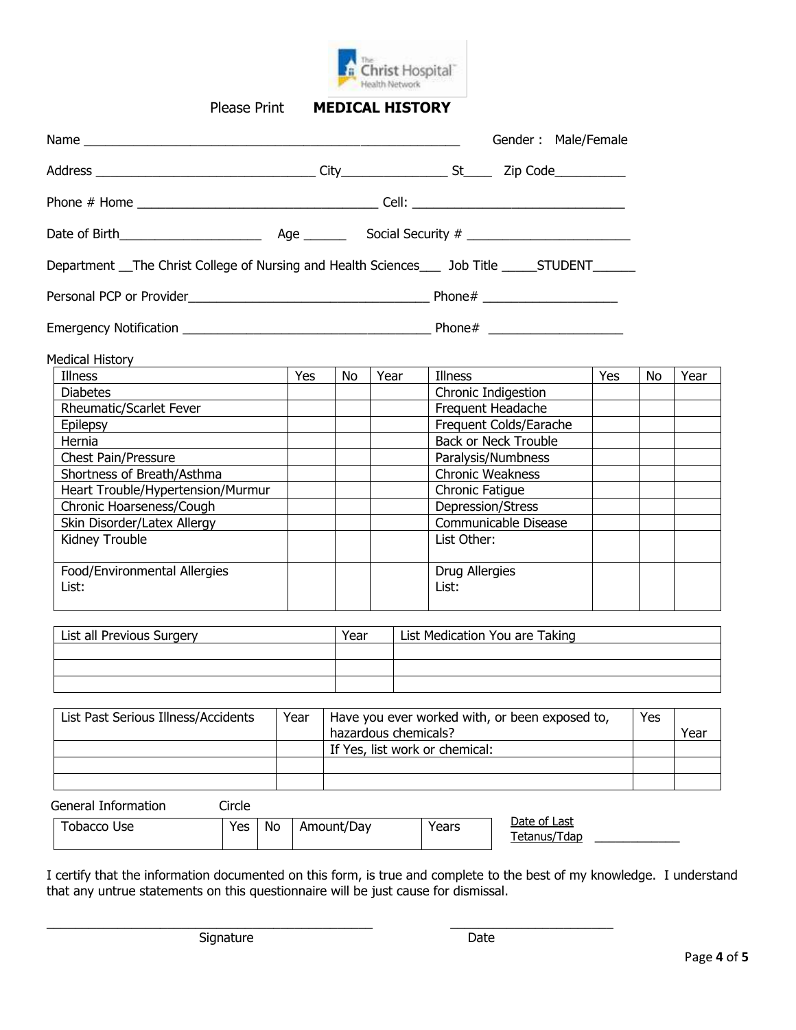The Christ Hospital Health Network

Please Print **MEDICAL HISTORY**

Name _______________________________________________________ Gender : Male/Female

Address ________________________________ City________________ St____ Zip Code__________

Phone # Home ___________________________________ Cell: ______________________________

Date of Birth_____________________ Age ______ Social Security # ________________________

Department __The Christ College of Nursing and Health Sciences___ Job Title _____STUDENT______

Personal PCP or Provider___________________________________ Phone# ___________________

Emergency Notification ___________________________________ Phone# ___________________

Medical History

| Illness | Yes | No | Year | Illness | Yes | No | Year |
|---|---|---|---|---|---|---|---|
| Diabetes | | | | Chronic Indigestion | | | |
| Rheumatic/Scarlet Fever | | | | Frequent Headache | | | |
| Epilepsy | | | | Frequent Colds/Earache | | | |
| Hernia | | | | Back or Neck Trouble | | | |
| Chest Pain/Pressure | | | | Paralysis/Numbness | | | |
| Shortness of Breath/Asthma | | | | Chronic Weakness | | | |
| Heart Trouble/Hypertension/Murmur | | | | Chronic Fatigue | | | |
| Chronic Hoarseness/Cough | | | | Depression/Stress | | | |
| Skin Disorder/Latex Allergy | | | | Communicable Disease | | | |
| Kidney Trouble | | | | List Other: | | | |
| Food/Environmental Allergies List: | | | | Drug Allergies List: | | | |

| List all Previous Surgery | Year | List Medication You are Taking |
|---|---|---|
| | | |
| | | |
| | | |

| List Past Serious Illness/Accidents | Year | Have you ever worked with, or been exposed to, hazardous chemicals? | Yes | Year |
|---|---|---|---|---|
| | | If Yes, list work or chemical: | | |
| | | | | |
| | | | | |

General Information Circle

| Tobacco Use | Yes | No | Amount/Day | Years |
|---|---|---|---|---|

Date of Last Tetanus/Tdap ____________

I certify that the information documented on this form, is true and complete to the best of my knowledge. I understand that any untrue statements on this questionnaire will be just cause for dismissal.

_______________________________________________ Signature

________________________ Date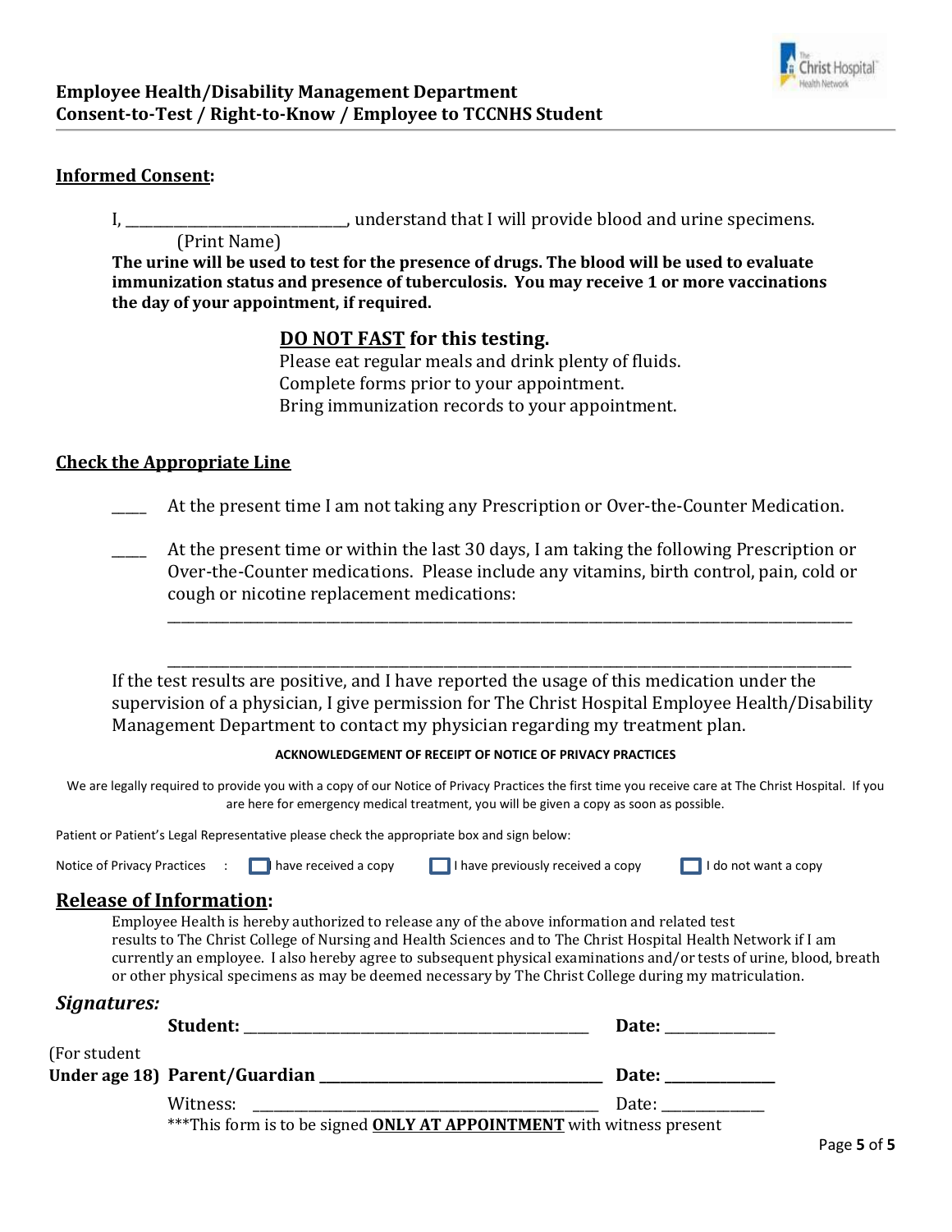**Employee Health/Disability Management Department**
**Consent-to-Test / Right-to-Know / Employee to TCCNHS Student**

## Informed Consent:

I, ______________________________, understand that I will provide blood and urine specimens.
(Print Name)

**The urine will be used to test for the presence of drugs. The blood will be used to evaluate immunization status and presence of tuberculosis. You may receive 1 or more vaccinations the day of your appointment, if required.**

**DO NOT FAST for this testing.**
Please eat regular meals and drink plenty of fluids.
Complete forms prior to your appointment.
Bring immunization records to your appointment.

## Check the Appropriate Line

_____ At the present time I am not taking any Prescription or Over-the-Counter Medication.

_____ At the present time or within the last 30 days, I am taking the following Prescription or Over-the-Counter medications. Please include any vitamins, birth control, pain, cold or cough or nicotine replacement medications:

_______________________________________________________________________________________

_______________________________________________________________________________________

If the test results are positive, and I have reported the usage of this medication under the supervision of a physician, I give permission for The Christ Hospital Employee Health/Disability Management Department to contact my physician regarding my treatment plan.

**ACKNOWLEDGEMENT OF RECEIPT OF NOTICE OF PRIVACY PRACTICES**

We are legally required to provide you with a copy of our Notice of Privacy Practices the first time you receive care at The Christ Hospital. If you are here for emergency medical treatment, you will be given a copy as soon as possible.

Patient or Patient's Legal Representative please check the appropriate box and sign below:

Notice of Privacy Practices : ☐ I have received a copy ☐ I have previously received a copy ☐ I do not want a copy

## Release of Information:

Employee Health is hereby authorized to release any of the above information and related test results to The Christ College of Nursing and Health Sciences and to The Christ Hospital Health Network if I am currently an employee. I also hereby agree to subsequent physical examinations and/or tests of urine, blood, breath or other physical specimens as may be deemed necessary by The Christ College during my matriculation.

### *Signatures:*

**Student:** _____________________________________________ **Date:** _______________

(For student Under age 18) **Parent/Guardian** ______________________________________ **Date:** _______________

Witness: _____________________________________________ Date: _______________

***This form is to be signed **ONLY AT APPOINTMENT** with witness present